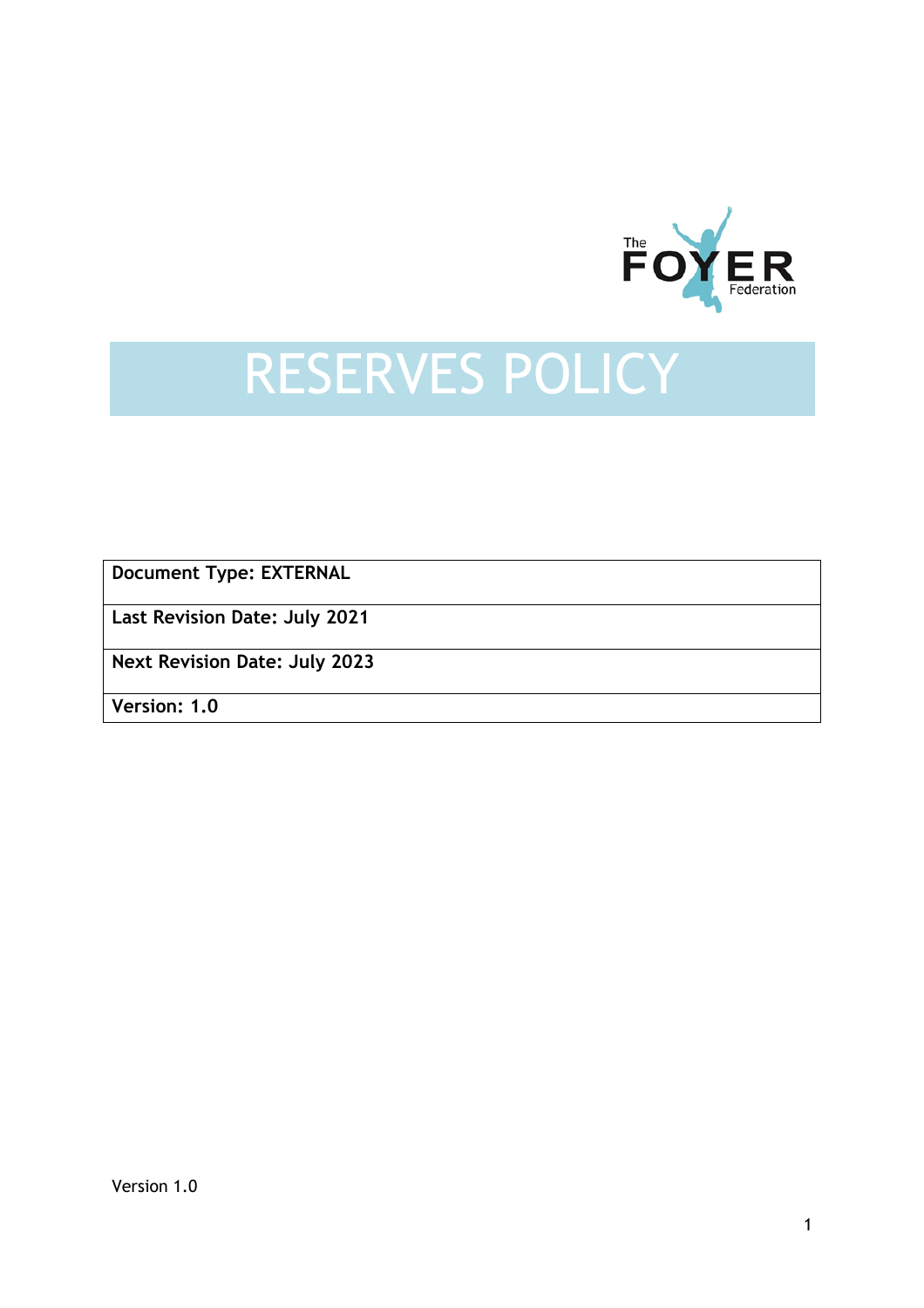The FOYER Federation

# RESERVES POLICY

| Document Type: EXTERNAL |
|---|
| Last Revision Date: July 2021 |
| Next Revision Date: July 2023 |
| Version: 1.0 |

Version 1.0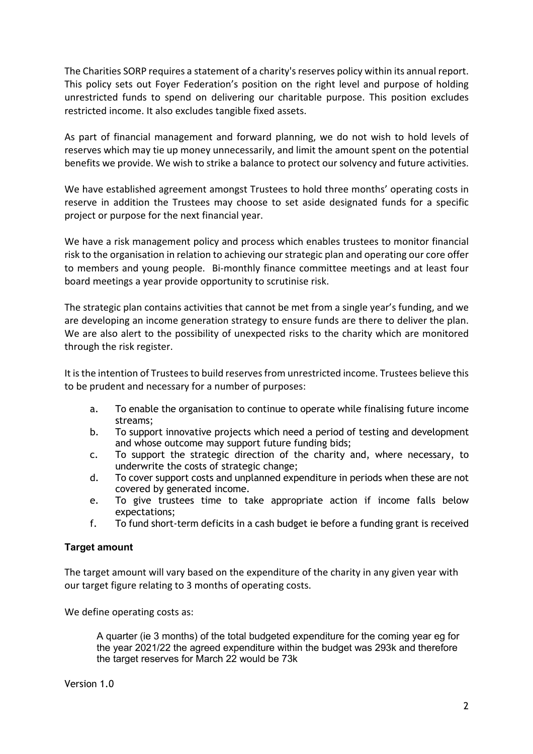The Charities SORP requires a statement of a charity's reserves policy within its annual report. This policy sets out Foyer Federation's position on the right level and purpose of holding unrestricted funds to spend on delivering our charitable purpose. This position excludes restricted income. It also excludes tangible fixed assets.

As part of financial management and forward planning, we do not wish to hold levels of reserves which may tie up money unnecessarily, and limit the amount spent on the potential benefits we provide. We wish to strike a balance to protect our solvency and future activities.

We have established agreement amongst Trustees to hold three months' operating costs in reserve in addition the Trustees may choose to set aside designated funds for a specific project or purpose for the next financial year.

We have a risk management policy and process which enables trustees to monitor financial risk to the organisation in relation to achieving our strategic plan and operating our core offer to members and young people. Bi-monthly finance committee meetings and at least four board meetings a year provide opportunity to scrutinise risk.

The strategic plan contains activities that cannot be met from a single year's funding, and we are developing an income generation strategy to ensure funds are there to deliver the plan. We are also alert to the possibility of unexpected risks to the charity which are monitored through the risk register.

It is the intention of Trustees to build reserves from unrestricted income. Trustees believe this to be prudent and necessary for a number of purposes:

a. To enable the organisation to continue to operate while finalising future income streams;
b. To support innovative projects which need a period of testing and development and whose outcome may support future funding bids;
c. To support the strategic direction of the charity and, where necessary, to underwrite the costs of strategic change;
d. To cover support costs and unplanned expenditure in periods when these are not covered by generated income.
e. To give trustees time to take appropriate action if income falls below expectations;
f. To fund short-term deficits in a cash budget ie before a funding grant is received

**Target amount**

The target amount will vary based on the expenditure of the charity in any given year with our target figure relating to 3 months of operating costs.

We define operating costs as:

> A quarter (ie 3 months) of the total budgeted expenditure for the coming year eg for the year 2021/22 the agreed expenditure within the budget was 293k and therefore the target reserves for March 22 would be 73k

Version 1.0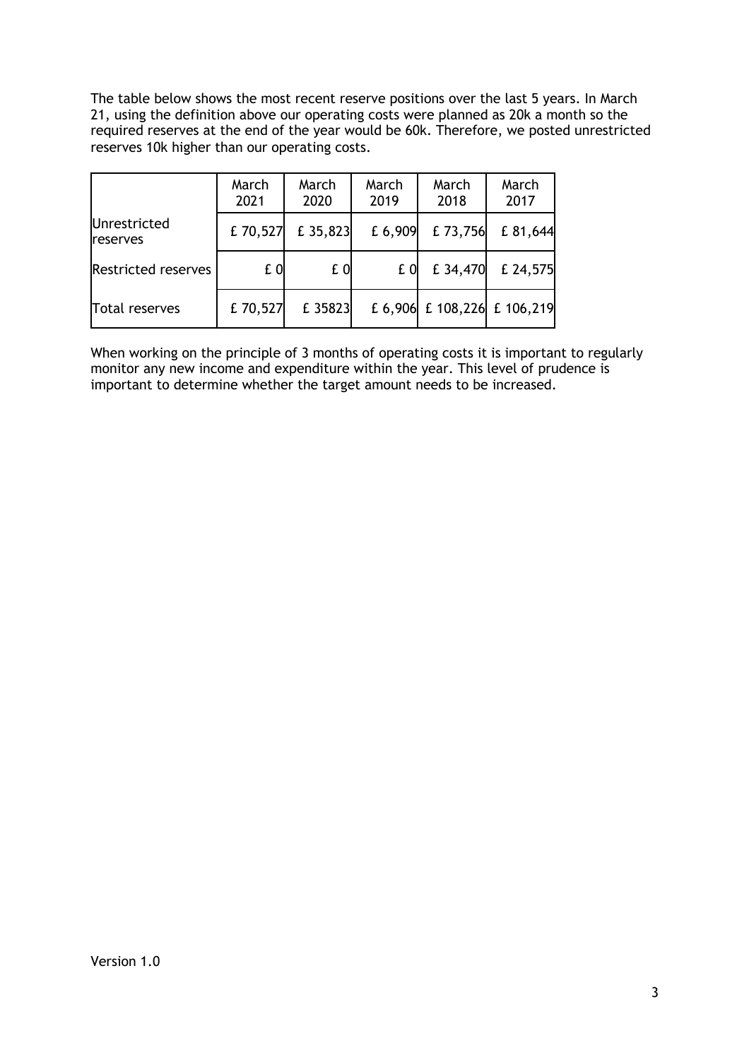The table below shows the most recent reserve positions over the last 5 years. In March 21, using the definition above our operating costs were planned as 20k a month so the required reserves at the end of the year would be 60k. Therefore, we posted unrestricted reserves 10k higher than our operating costs.

| | March 2021 | March 2020 | March 2019 | March 2018 | March 2017 |
|---|---|---|---|---|---|
| Unrestricted reserves | £ 70,527 | £ 35,823 | £ 6,909 | £ 73,756 | £ 81,644 |
| Restricted reserves | £ 0 | £ 0 | £ 0 | £ 34,470 | £ 24,575 |
| Total reserves | £ 70,527 | £ 35823 | £ 6,906 | £ 108,226 | £ 106,219 |

When working on the principle of 3 months of operating costs it is important to regularly monitor any new income and expenditure within the year. This level of prudence is important to determine whether the target amount needs to be increased.

Version 1.0